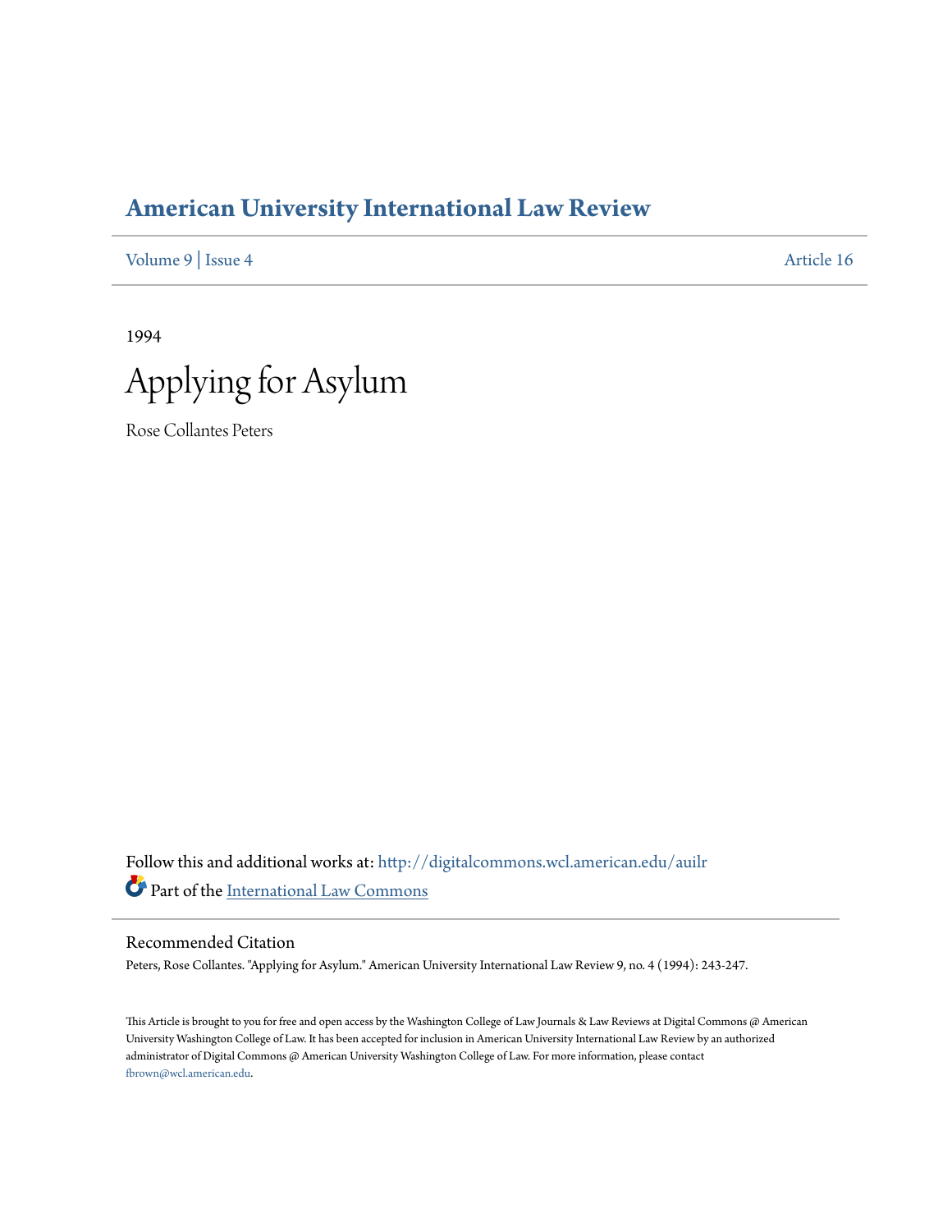# American University International Law Review

Volume 9 | Issue 4 Article 16

1994

# Applying for Asylum

Rose Collantes Peters

Follow this and additional works at: http://digitalcommons.wcl.american.edu/auilr

Part of the International Law Commons

## Recommended Citation

Peters, Rose Collantes. "Applying for Asylum." American University International Law Review 9, no. 4 (1994): 243-247.

This Article is brought to you for free and open access by the Washington College of Law Journals & Law Reviews at Digital Commons @ American University Washington College of Law. It has been accepted for inclusion in American University International Law Review by an authorized administrator of Digital Commons @ American University Washington College of Law. For more information, please contact fbrown@wcl.american.edu.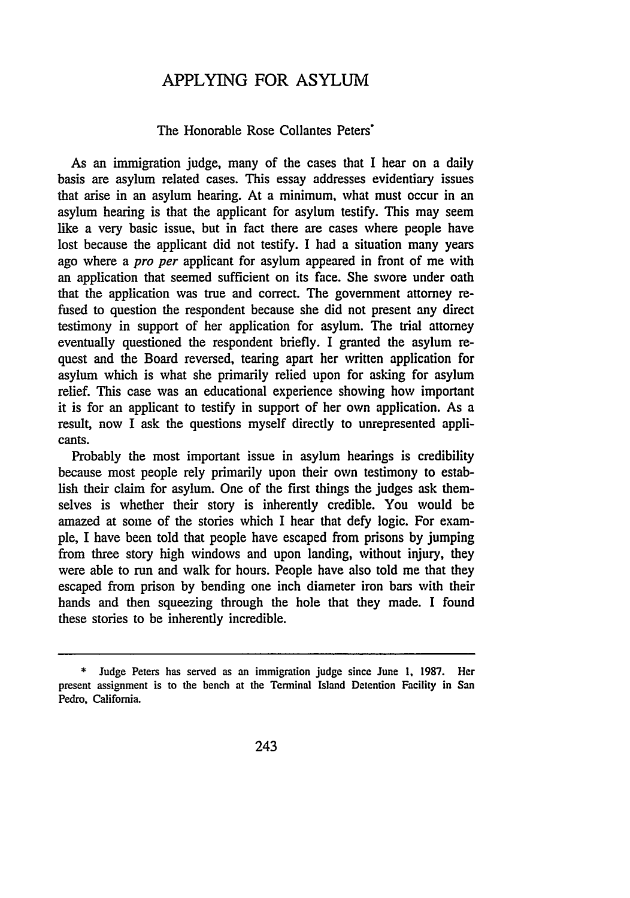# APPLYING FOR ASYLUM

The Honorable Rose Collantes Peters*

As an immigration judge, many of the cases that I hear on a daily basis are asylum related cases. This essay addresses evidentiary issues that arise in an asylum hearing. At a minimum, what must occur in an asylum hearing is that the applicant for asylum testify. This may seem like a very basic issue, but in fact there are cases where people have lost because the applicant did not testify. I had a situation many years ago where a *pro per* applicant for asylum appeared in front of me with an application that seemed sufficient on its face. She swore under oath that the application was true and correct. The government attorney refused to question the respondent because she did not present any direct testimony in support of her application for asylum. The trial attorney eventually questioned the respondent briefly. I granted the asylum request and the Board reversed, tearing apart her written application for asylum which is what she primarily relied upon for asking for asylum relief. This case was an educational experience showing how important it is for an applicant to testify in support of her own application. As a result, now I ask the questions myself directly to unrepresented applicants.

Probably the most important issue in asylum hearings is credibility because most people rely primarily upon their own testimony to establish their claim for asylum. One of the first things the judges ask themselves is whether their story is inherently credible. You would be amazed at some of the stories which I hear that defy logic. For example, I have been told that people have escaped from prisons by jumping from three story high windows and upon landing, without injury, they were able to run and walk for hours. People have also told me that they escaped from prison by bending one inch diameter iron bars with their hands and then squeezing through the hole that they made. I found these stories to be inherently incredible.

---

\* Judge Peters has served as an immigration judge since June 1, 1987. Her present assignment is to the bench at the Terminal Island Detention Facility in San Pedro, California.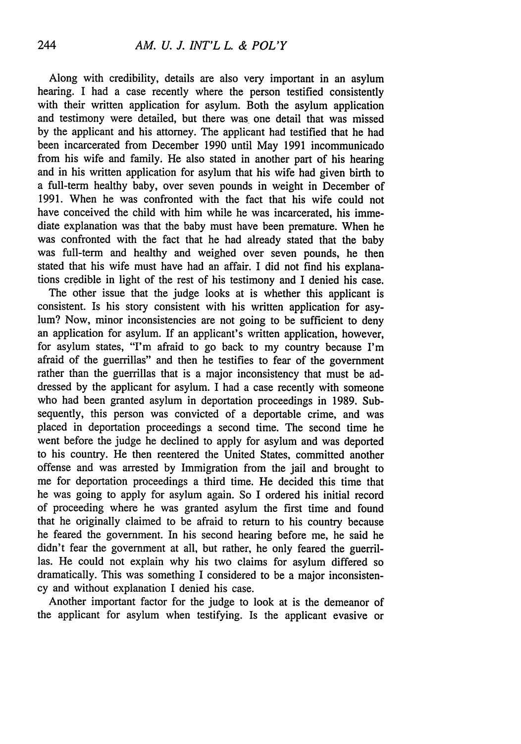Along with credibility, details are also very important in an asylum hearing. I had a case recently where the person testified consistently with their written application for asylum. Both the asylum application and testimony were detailed, but there was one detail that was missed by the applicant and his attorney. The applicant had testified that he had been incarcerated from December 1990 until May 1991 incommunicado from his wife and family. He also stated in another part of his hearing and in his written application for asylum that his wife had given birth to a full-term healthy baby, over seven pounds in weight in December of 1991. When he was confronted with the fact that his wife could not have conceived the child with him while he was incarcerated, his immediate explanation was that the baby must have been premature. When he was confronted with the fact that he had already stated that the baby was full-term and healthy and weighed over seven pounds, he then stated that his wife must have had an affair. I did not find his explanations credible in light of the rest of his testimony and I denied his case.

The other issue that the judge looks at is whether this applicant is consistent. Is his story consistent with his written application for asylum? Now, minor inconsistencies are not going to be sufficient to deny an application for asylum. If an applicant's written application, however, for asylum states, "I'm afraid to go back to my country because I'm afraid of the guerrillas" and then he testifies to fear of the government rather than the guerrillas that is a major inconsistency that must be addressed by the applicant for asylum. I had a case recently with someone who had been granted asylum in deportation proceedings in 1989. Subsequently, this person was convicted of a deportable crime, and was placed in deportation proceedings a second time. The second time he went before the judge he declined to apply for asylum and was deported to his country. He then reentered the United States, committed another offense and was arrested by Immigration from the jail and brought to me for deportation proceedings a third time. He decided this time that he was going to apply for asylum again. So I ordered his initial record of proceeding where he was granted asylum the first time and found that he originally claimed to be afraid to return to his country because he feared the government. In his second hearing before me, he said he didn't fear the government at all, but rather, he only feared the guerrillas. He could not explain why his two claims for asylum differed so dramatically. This was something I considered to be a major inconsistency and without explanation I denied his case.

Another important factor for the judge to look at is the demeanor of the applicant for asylum when testifying. Is the applicant evasive or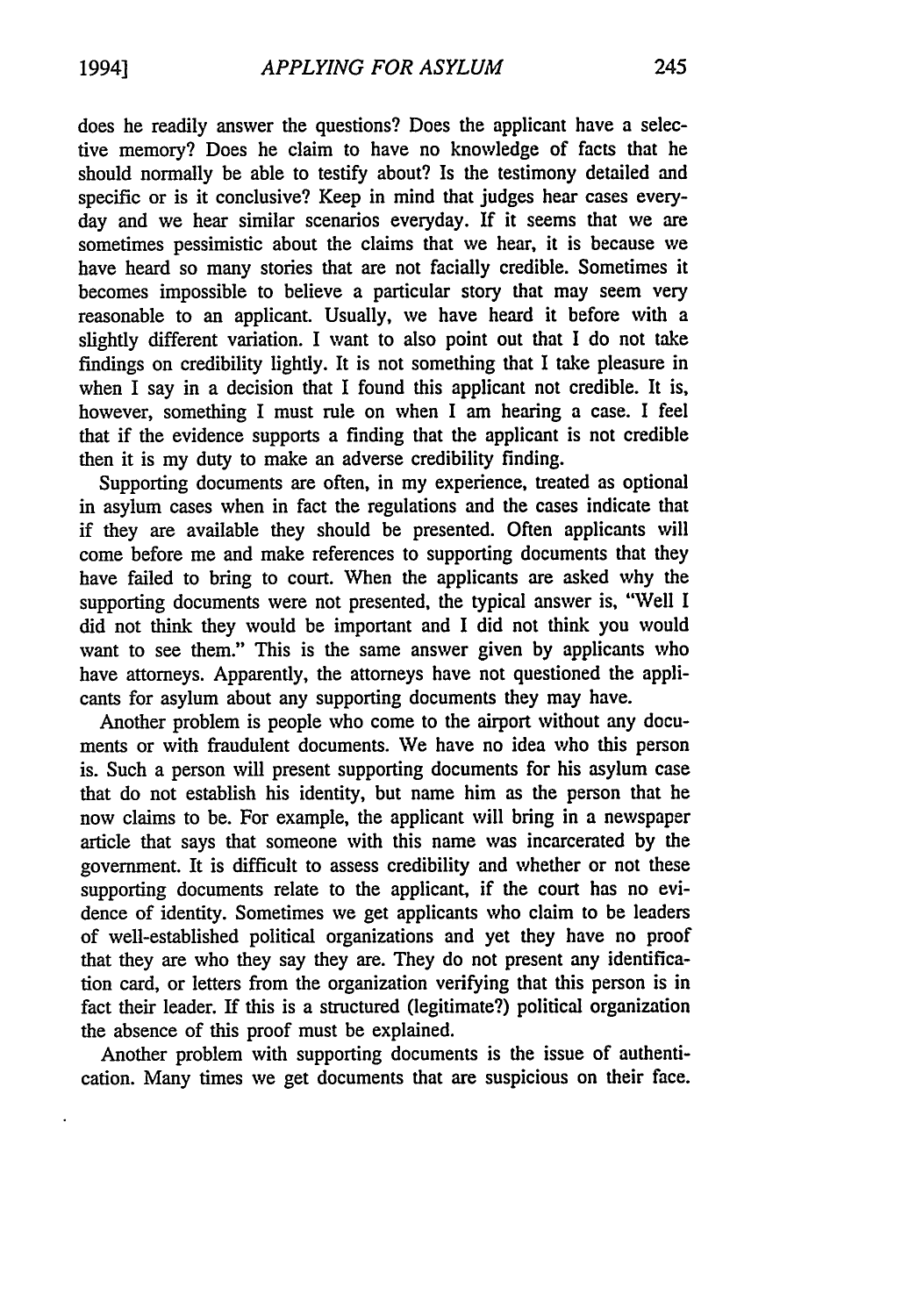does he readily answer the questions? Does the applicant have a selective memory? Does he claim to have no knowledge of facts that he should normally be able to testify about? Is the testimony detailed and specific or is it conclusive? Keep in mind that judges hear cases everyday and we hear similar scenarios everyday. If it seems that we are sometimes pessimistic about the claims that we hear, it is because we have heard so many stories that are not facially credible. Sometimes it becomes impossible to believe a particular story that may seem very reasonable to an applicant. Usually, we have heard it before with a slightly different variation. I want to also point out that I do not take findings on credibility lightly. It is not something that I take pleasure in when I say in a decision that I found this applicant not credible. It is, however, something I must rule on when I am hearing a case. I feel that if the evidence supports a finding that the applicant is not credible then it is my duty to make an adverse credibility finding.

Supporting documents are often, in my experience, treated as optional in asylum cases when in fact the regulations and the cases indicate that if they are available they should be presented. Often applicants will come before me and make references to supporting documents that they have failed to bring to court. When the applicants are asked why the supporting documents were not presented, the typical answer is, "Well I did not think they would be important and I did not think you would want to see them." This is the same answer given by applicants who have attorneys. Apparently, the attorneys have not questioned the applicants for asylum about any supporting documents they may have.

Another problem is people who come to the airport without any documents or with fraudulent documents. We have no idea who this person is. Such a person will present supporting documents for his asylum case that do not establish his identity, but name him as the person that he now claims to be. For example, the applicant will bring in a newspaper article that says that someone with this name was incarcerated by the government. It is difficult to assess credibility and whether or not these supporting documents relate to the applicant, if the court has no evidence of identity. Sometimes we get applicants who claim to be leaders of well-established political organizations and yet they have no proof that they are who they say they are. They do not present any identification card, or letters from the organization verifying that this person is in fact their leader. If this is a structured (legitimate?) political organization the absence of this proof must be explained.

Another problem with supporting documents is the issue of authentication. Many times we get documents that are suspicious on their face.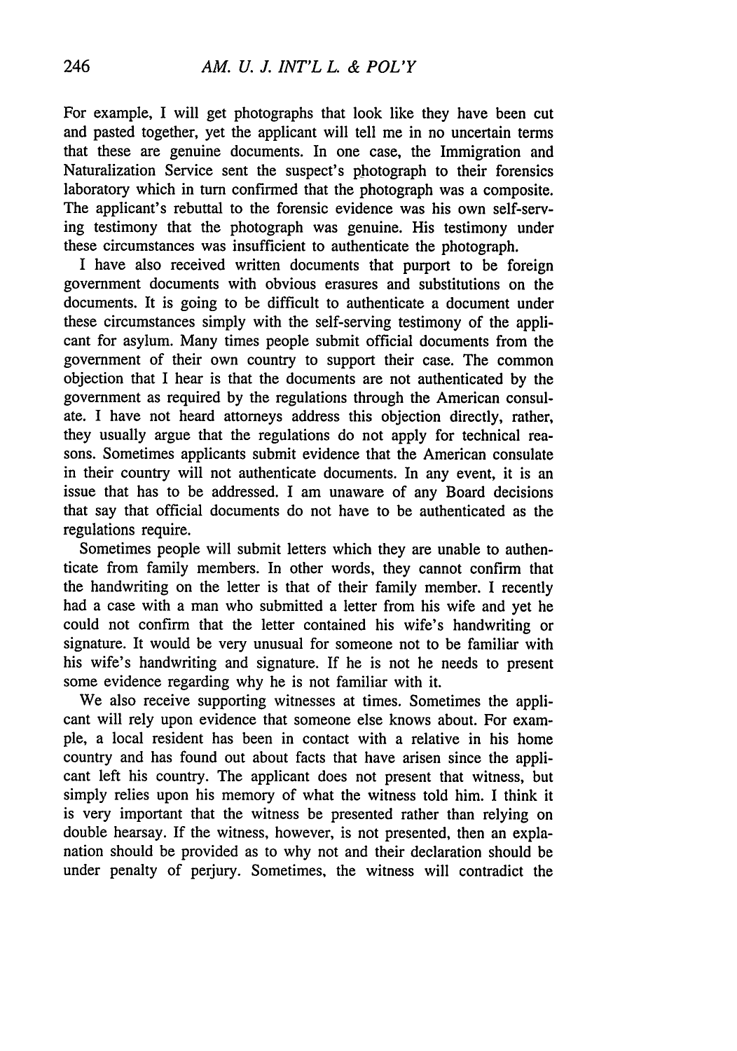For example, I will get photographs that look like they have been cut and pasted together, yet the applicant will tell me in no uncertain terms that these are genuine documents. In one case, the Immigration and Naturalization Service sent the suspect's photograph to their forensics laboratory which in turn confirmed that the photograph was a composite. The applicant's rebuttal to the forensic evidence was his own self-serving testimony that the photograph was genuine. His testimony under these circumstances was insufficient to authenticate the photograph.

I have also received written documents that purport to be foreign government documents with obvious erasures and substitutions on the documents. It is going to be difficult to authenticate a document under these circumstances simply with the self-serving testimony of the applicant for asylum. Many times people submit official documents from the government of their own country to support their case. The common objection that I hear is that the documents are not authenticated by the government as required by the regulations through the American consulate. I have not heard attorneys address this objection directly, rather, they usually argue that the regulations do not apply for technical reasons. Sometimes applicants submit evidence that the American consulate in their country will not authenticate documents. In any event, it is an issue that has to be addressed. I am unaware of any Board decisions that say that official documents do not have to be authenticated as the regulations require.

Sometimes people will submit letters which they are unable to authenticate from family members. In other words, they cannot confirm that the handwriting on the letter is that of their family member. I recently had a case with a man who submitted a letter from his wife and yet he could not confirm that the letter contained his wife's handwriting or signature. It would be very unusual for someone not to be familiar with his wife's handwriting and signature. If he is not he needs to present some evidence regarding why he is not familiar with it.

We also receive supporting witnesses at times. Sometimes the applicant will rely upon evidence that someone else knows about. For example, a local resident has been in contact with a relative in his home country and has found out about facts that have arisen since the applicant left his country. The applicant does not present that witness, but simply relies upon his memory of what the witness told him. I think it is very important that the witness be presented rather than relying on double hearsay. If the witness, however, is not presented, then an explanation should be provided as to why not and their declaration should be under penalty of perjury. Sometimes, the witness will contradict the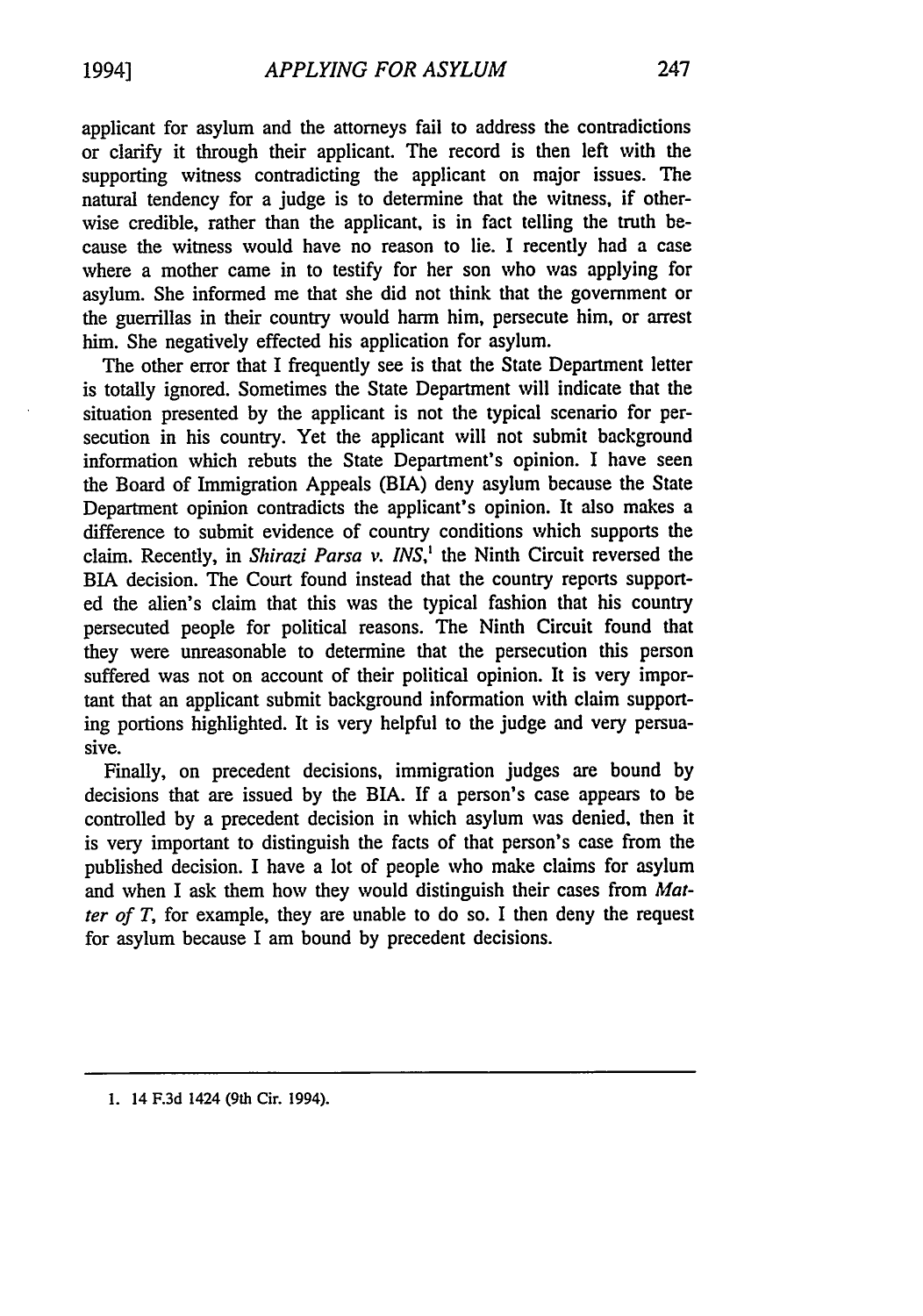applicant for asylum and the attorneys fail to address the contradictions or clarify it through their applicant. The record is then left with the supporting witness contradicting the applicant on major issues. The natural tendency for a judge is to determine that the witness, if otherwise credible, rather than the applicant, is in fact telling the truth because the witness would have no reason to lie. I recently had a case where a mother came in to testify for her son who was applying for asylum. She informed me that she did not think that the government or the guerrillas in their country would harm him, persecute him, or arrest him. She negatively effected his application for asylum.

The other error that I frequently see is that the State Department letter is totally ignored. Sometimes the State Department will indicate that the situation presented by the applicant is not the typical scenario for persecution in his country. Yet the applicant will not submit background information which rebuts the State Department's opinion. I have seen the Board of Immigration Appeals (BIA) deny asylum because the State Department opinion contradicts the applicant's opinion. It also makes a difference to submit evidence of country conditions which supports the claim. Recently, in *Shirazi Parsa v. INS*,[1] the Ninth Circuit reversed the BIA decision. The Court found instead that the country reports supported the alien's claim that this was the typical fashion that his country persecuted people for political reasons. The Ninth Circuit found that they were unreasonable to determine that the persecution this person suffered was not on account of their political opinion. It is very important that an applicant submit background information with claim supporting portions highlighted. It is very helpful to the judge and very persuasive.

Finally, on precedent decisions, immigration judges are bound by decisions that are issued by the BIA. If a person's case appears to be controlled by a precedent decision in which asylum was denied, then it is very important to distinguish the facts of that person's case from the published decision. I have a lot of people who make claims for asylum and when I ask them how they would distinguish their cases from *Matter of T*, for example, they are unable to do so. I then deny the request for asylum because I am bound by precedent decisions.

---

1. 14 F.3d 1424 (9th Cir. 1994).